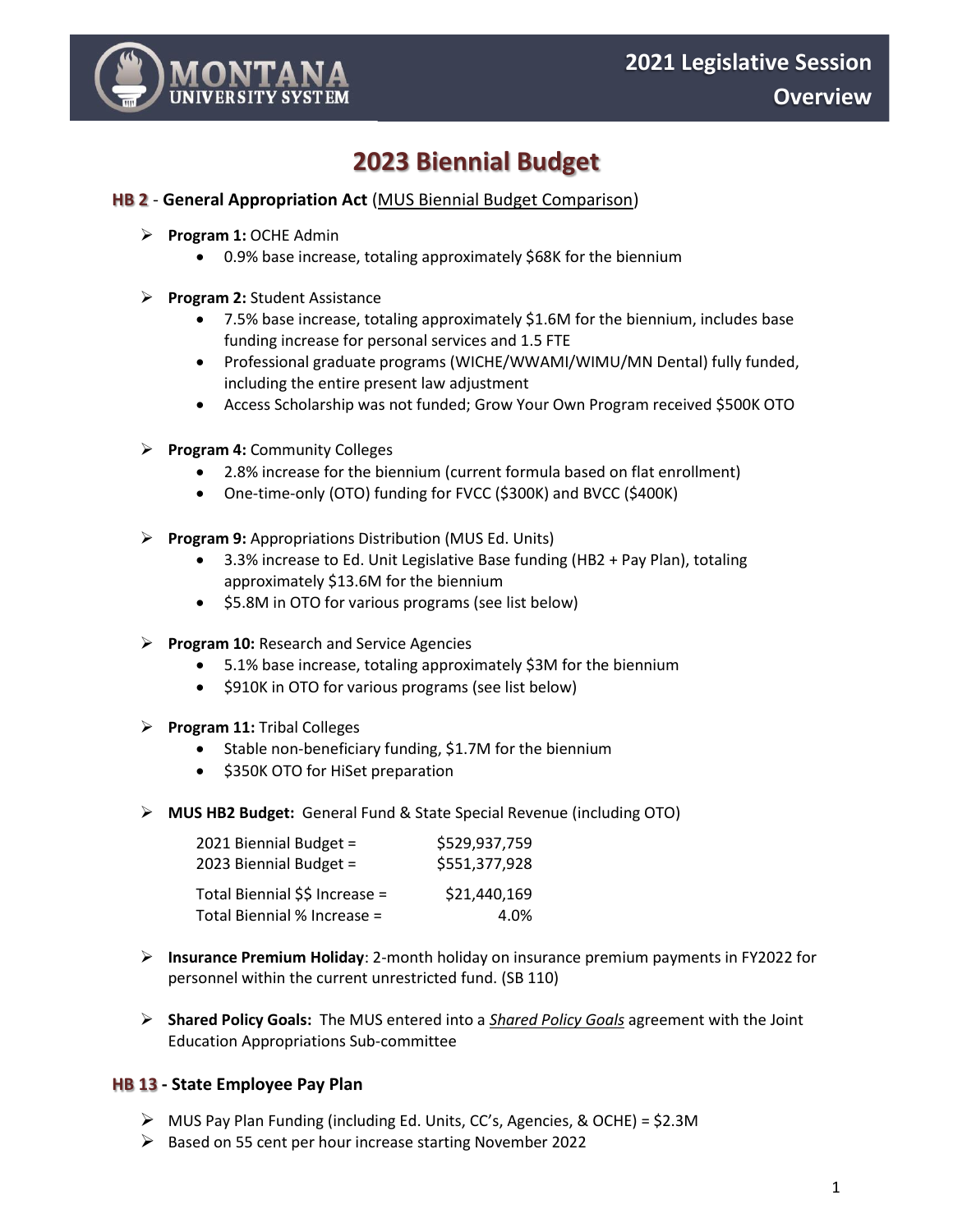# 2021 Legislative Session Overview

## 2023 Biennial Budget

### HB 2 - General Appropriation Act (MUS Biennial Budget Comparison)

- **Program 1:** OCHE Admin
  - 0.9% base increase, totaling approximately $68K for the biennium
- **Program 2:** Student Assistance
  - 7.5% base increase, totaling approximately $1.6M for the biennium, includes base funding increase for personal services and 1.5 FTE
  - Professional graduate programs (WICHE/WWAMI/WIMU/MN Dental) fully funded, including the entire present law adjustment
  - Access Scholarship was not funded; Grow Your Own Program received $500K OTO
- **Program 4:** Community Colleges
  - 2.8% increase for the biennium (current formula based on flat enrollment)
  - One-time-only (OTO) funding for FVCC ($300K) and BVCC ($400K)
- **Program 9:** Appropriations Distribution (MUS Ed. Units)
  - 3.3% increase to Ed. Unit Legislative Base funding (HB2 + Pay Plan), totaling approximately $13.6M for the biennium
  - $5.8M in OTO for various programs (see list below)
- **Program 10:** Research and Service Agencies
  - 5.1% base increase, totaling approximately $3M for the biennium
  - $910K in OTO for various programs (see list below)
- **Program 11:** Tribal Colleges
  - Stable non-beneficiary funding, $1.7M for the biennium
  - $350K OTO for HiSet preparation
- **MUS HB2 Budget:** General Fund & State Special Revenue (including OTO)

| | |
|---|---|
| 2021 Biennial Budget = | $529,937,759 |
| 2023 Biennial Budget = | $551,377,928 |
| Total Biennial $$ Increase = | $21,440,169 |
| Total Biennial % Increase = | 4.0% |

- **Insurance Premium Holiday**: 2-month holiday on insurance premium payments in FY2022 for personnel within the current unrestricted fund. (SB 110)
- **Shared Policy Goals:** The MUS entered into a *Shared Policy Goals* agreement with the Joint Education Appropriations Sub-committee

### HB 13 - State Employee Pay Plan

- MUS Pay Plan Funding (including Ed. Units, CC's, Agencies, & OCHE) = $2.3M
- Based on 55 cent per hour increase starting November 2022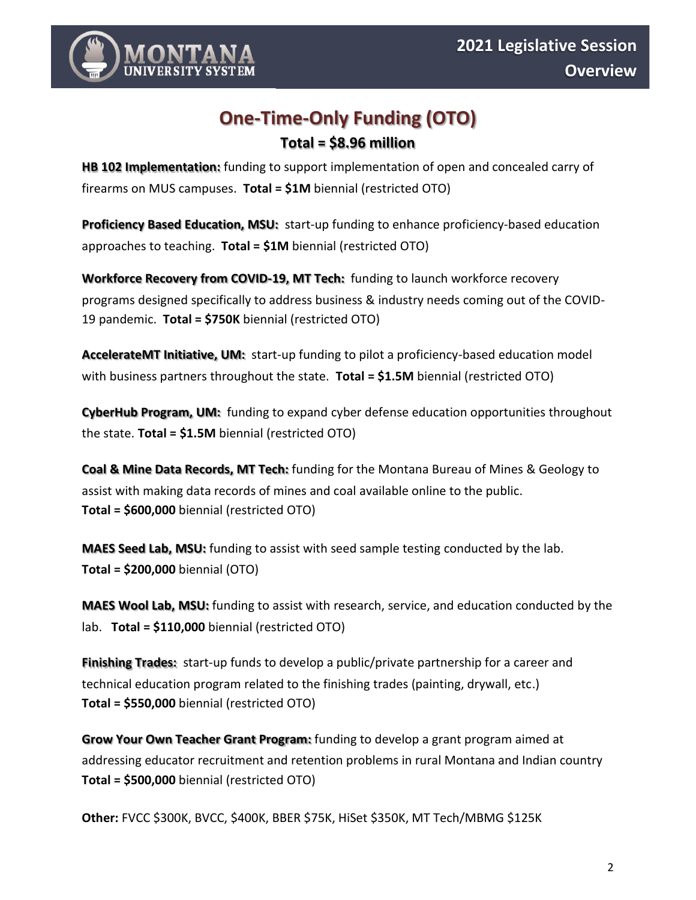## One-Time-Only Funding (OTO)

**Total = $8.96 million**

**HB 102 Implementation:** funding to support implementation of open and concealed carry of firearms on MUS campuses. **Total = $1M** biennial (restricted OTO)

**Proficiency Based Education, MSU:** start-up funding to enhance proficiency-based education approaches to teaching. **Total = $1M** biennial (restricted OTO)

**Workforce Recovery from COVID-19, MT Tech:** funding to launch workforce recovery programs designed specifically to address business & industry needs coming out of the COVID-19 pandemic. **Total = $750K** biennial (restricted OTO)

**AccelerateMT Initiative, UM:** start-up funding to pilot a proficiency-based education model with business partners throughout the state. **Total = $1.5M** biennial (restricted OTO)

**CyberHub Program, UM:** funding to expand cyber defense education opportunities throughout the state. **Total = $1.5M** biennial (restricted OTO)

**Coal & Mine Data Records, MT Tech:** funding for the Montana Bureau of Mines & Geology to assist with making data records of mines and coal available online to the public. **Total = $600,000** biennial (restricted OTO)

**MAES Seed Lab, MSU:** funding to assist with seed sample testing conducted by the lab. **Total = $200,000** biennial (OTO)

**MAES Wool Lab, MSU:** funding to assist with research, service, and education conducted by the lab. **Total = $110,000** biennial (restricted OTO)

**Finishing Trades:** start-up funds to develop a public/private partnership for a career and technical education program related to the finishing trades (painting, drywall, etc.) **Total = $550,000** biennial (restricted OTO)

**Grow Your Own Teacher Grant Program:** funding to develop a grant program aimed at addressing educator recruitment and retention problems in rural Montana and Indian country **Total = $500,000** biennial (restricted OTO)

**Other:** FVCC $300K, BVCC, $400K, BBER $75K, HiSet $350K, MT Tech/MBMG $125K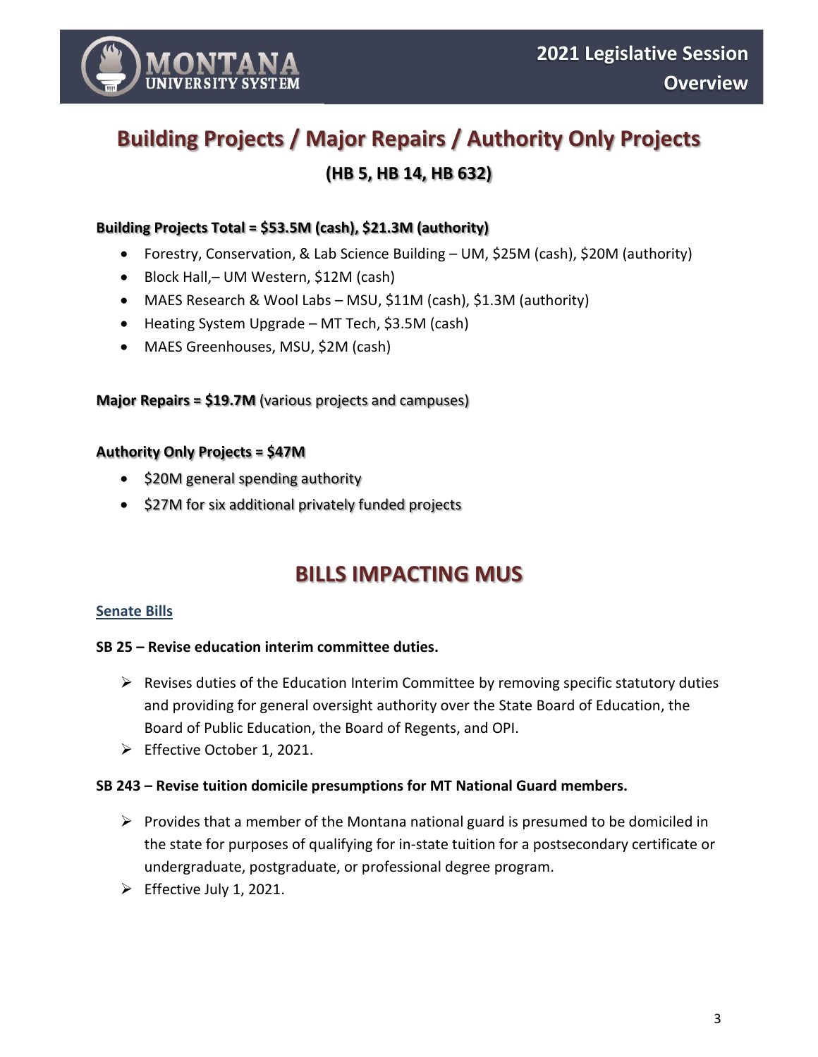## Building Projects / Major Repairs / Authority Only Projects

### (HB 5, HB 14, HB 632)

**Building Projects Total = $53.5M (cash), $21.3M (authority)**

- Forestry, Conservation, & Lab Science Building – UM, $25M (cash), $20M (authority)
- Block Hall,– UM Western, $12M (cash)
- MAES Research & Wool Labs – MSU, $11M (cash), $1.3M (authority)
- Heating System Upgrade – MT Tech, $3.5M (cash)
- MAES Greenhouses, MSU, $2M (cash)

**Major Repairs = $19.7M** (various projects and campuses)

**Authority Only Projects = $47M**

- $20M general spending authority
- $27M for six additional privately funded projects

## BILLS IMPACTING MUS

### Senate Bills

**SB 25 – Revise education interim committee duties.**

- Revises duties of the Education Interim Committee by removing specific statutory duties and providing for general oversight authority over the State Board of Education, the Board of Public Education, the Board of Regents, and OPI.
- Effective October 1, 2021.

**SB 243 – Revise tuition domicile presumptions for MT National Guard members.**

- Provides that a member of the Montana national guard is presumed to be domiciled in the state for purposes of qualifying for in-state tuition for a postsecondary certificate or undergraduate, postgraduate, or professional degree program.
- Effective July 1, 2021.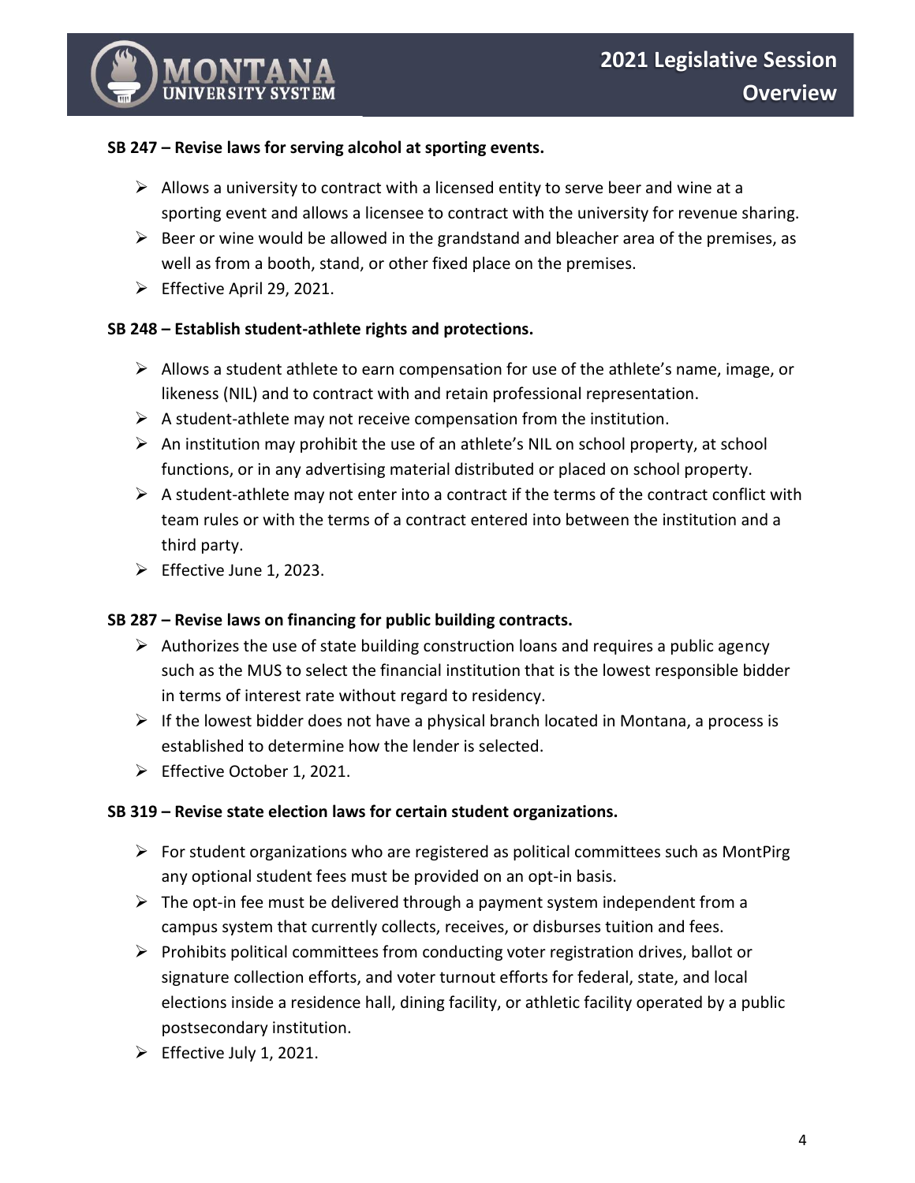**SB 247 – Revise laws for serving alcohol at sporting events.**

- Allows a university to contract with a licensed entity to serve beer and wine at a sporting event and allows a licensee to contract with the university for revenue sharing.
- Beer or wine would be allowed in the grandstand and bleacher area of the premises, as well as from a booth, stand, or other fixed place on the premises.
- Effective April 29, 2021.

**SB 248 – Establish student-athlete rights and protections.**

- Allows a student athlete to earn compensation for use of the athlete's name, image, or likeness (NIL) and to contract with and retain professional representation.
- A student-athlete may not receive compensation from the institution.
- An institution may prohibit the use of an athlete's NIL on school property, at school functions, or in any advertising material distributed or placed on school property.
- A student-athlete may not enter into a contract if the terms of the contract conflict with team rules or with the terms of a contract entered into between the institution and a third party.
- Effective June 1, 2023.

**SB 287 – Revise laws on financing for public building contracts.**

- Authorizes the use of state building construction loans and requires a public agency such as the MUS to select the financial institution that is the lowest responsible bidder in terms of interest rate without regard to residency.
- If the lowest bidder does not have a physical branch located in Montana, a process is established to determine how the lender is selected.
- Effective October 1, 2021.

**SB 319 – Revise state election laws for certain student organizations.**

- For student organizations who are registered as political committees such as MontPirg any optional student fees must be provided on an opt-in basis.
- The opt-in fee must be delivered through a payment system independent from a campus system that currently collects, receives, or disburses tuition and fees.
- Prohibits political committees from conducting voter registration drives, ballot or signature collection efforts, and voter turnout efforts for federal, state, and local elections inside a residence hall, dining facility, or athletic facility operated by a public postsecondary institution.
- Effective July 1, 2021.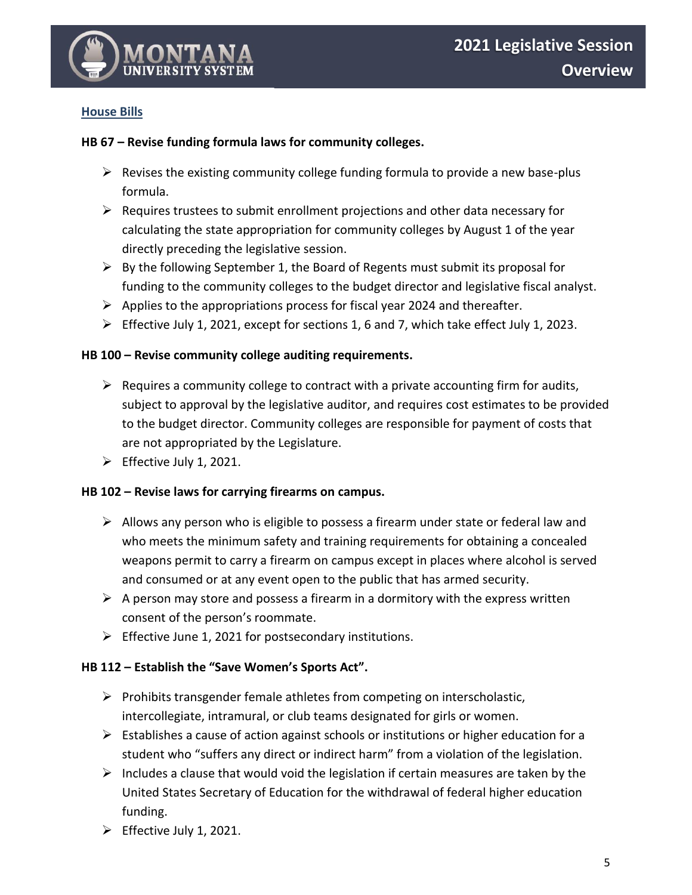## House Bills

**HB 67 – Revise funding formula laws for community colleges.**

- Revises the existing community college funding formula to provide a new base-plus formula.
- Requires trustees to submit enrollment projections and other data necessary for calculating the state appropriation for community colleges by August 1 of the year directly preceding the legislative session.
- By the following September 1, the Board of Regents must submit its proposal for funding to the community colleges to the budget director and legislative fiscal analyst.
- Applies to the appropriations process for fiscal year 2024 and thereafter.
- Effective July 1, 2021, except for sections 1, 6 and 7, which take effect July 1, 2023.

**HB 100 – Revise community college auditing requirements.**

- Requires a community college to contract with a private accounting firm for audits, subject to approval by the legislative auditor, and requires cost estimates to be provided to the budget director. Community colleges are responsible for payment of costs that are not appropriated by the Legislature.
- Effective July 1, 2021.

**HB 102 – Revise laws for carrying firearms on campus.**

- Allows any person who is eligible to possess a firearm under state or federal law and who meets the minimum safety and training requirements for obtaining a concealed weapons permit to carry a firearm on campus except in places where alcohol is served and consumed or at any event open to the public that has armed security.
- A person may store and possess a firearm in a dormitory with the express written consent of the person's roommate.
- Effective June 1, 2021 for postsecondary institutions.

**HB 112 – Establish the "Save Women's Sports Act".**

- Prohibits transgender female athletes from competing on interscholastic, intercollegiate, intramural, or club teams designated for girls or women.
- Establishes a cause of action against schools or institutions or higher education for a student who "suffers any direct or indirect harm" from a violation of the legislation.
- Includes a clause that would void the legislation if certain measures are taken by the United States Secretary of Education for the withdrawal of federal higher education funding.
- Effective July 1, 2021.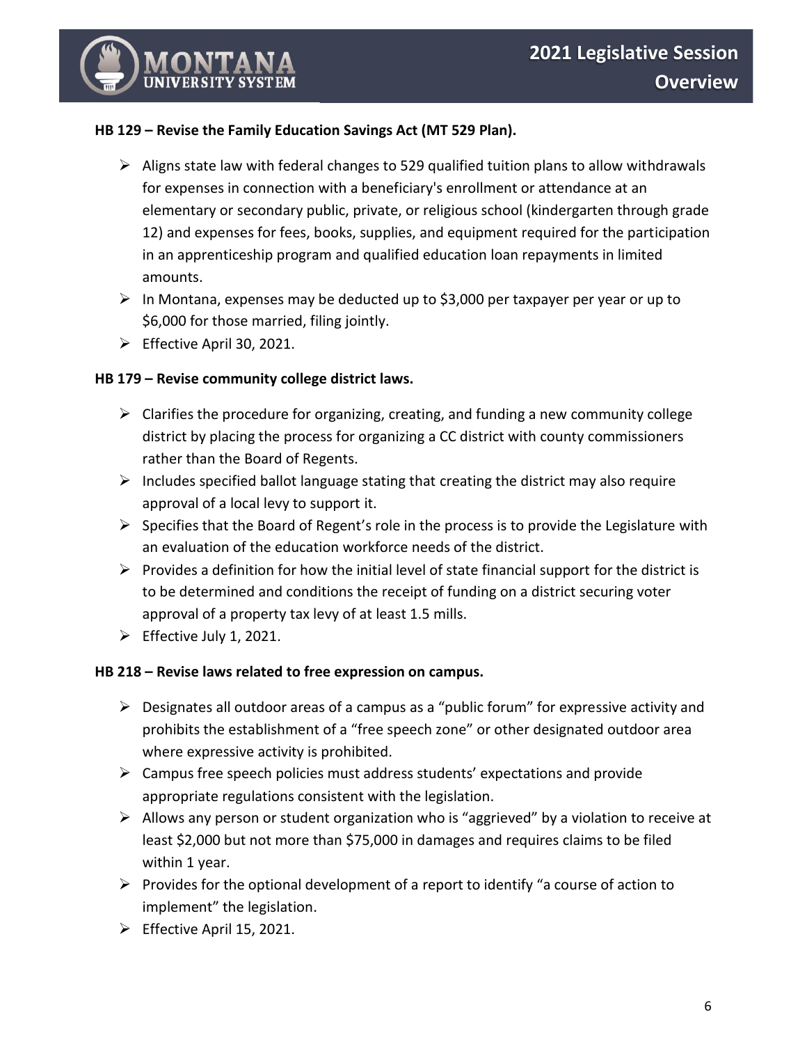**HB 129 – Revise the Family Education Savings Act (MT 529 Plan).**

- Aligns state law with federal changes to 529 qualified tuition plans to allow withdrawals for expenses in connection with a beneficiary's enrollment or attendance at an elementary or secondary public, private, or religious school (kindergarten through grade 12) and expenses for fees, books, supplies, and equipment required for the participation in an apprenticeship program and qualified education loan repayments in limited amounts.
- In Montana, expenses may be deducted up to $3,000 per taxpayer per year or up to $6,000 for those married, filing jointly.
- Effective April 30, 2021.

**HB 179 – Revise community college district laws.**

- Clarifies the procedure for organizing, creating, and funding a new community college district by placing the process for organizing a CC district with county commissioners rather than the Board of Regents.
- Includes specified ballot language stating that creating the district may also require approval of a local levy to support it.
- Specifies that the Board of Regent's role in the process is to provide the Legislature with an evaluation of the education workforce needs of the district.
- Provides a definition for how the initial level of state financial support for the district is to be determined and conditions the receipt of funding on a district securing voter approval of a property tax levy of at least 1.5 mills.
- Effective July 1, 2021.

**HB 218 – Revise laws related to free expression on campus.**

- Designates all outdoor areas of a campus as a "public forum" for expressive activity and prohibits the establishment of a "free speech zone" or other designated outdoor area where expressive activity is prohibited.
- Campus free speech policies must address students' expectations and provide appropriate regulations consistent with the legislation.
- Allows any person or student organization who is "aggrieved" by a violation to receive at least $2,000 but not more than $75,000 in damages and requires claims to be filed within 1 year.
- Provides for the optional development of a report to identify "a course of action to implement" the legislation.
- Effective April 15, 2021.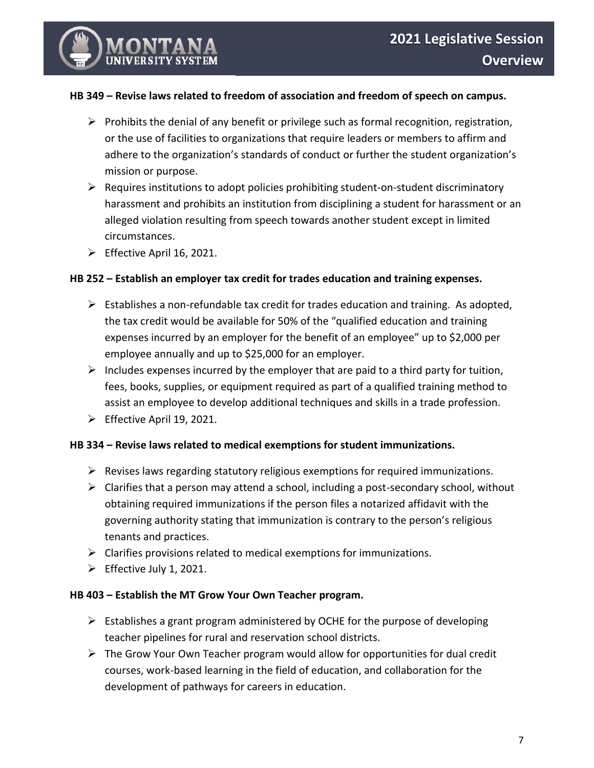**HB 349 – Revise laws related to freedom of association and freedom of speech on campus.**

- Prohibits the denial of any benefit or privilege such as formal recognition, registration, or the use of facilities to organizations that require leaders or members to affirm and adhere to the organization's standards of conduct or further the student organization's mission or purpose.
- Requires institutions to adopt policies prohibiting student-on-student discriminatory harassment and prohibits an institution from disciplining a student for harassment or an alleged violation resulting from speech towards another student except in limited circumstances.
- Effective April 16, 2021.

**HB 252 – Establish an employer tax credit for trades education and training expenses.**

- Establishes a non-refundable tax credit for trades education and training. As adopted, the tax credit would be available for 50% of the "qualified education and training expenses incurred by an employer for the benefit of an employee" up to $2,000 per employee annually and up to $25,000 for an employer.
- Includes expenses incurred by the employer that are paid to a third party for tuition, fees, books, supplies, or equipment required as part of a qualified training method to assist an employee to develop additional techniques and skills in a trade profession.
- Effective April 19, 2021.

**HB 334 – Revise laws related to medical exemptions for student immunizations.**

- Revises laws regarding statutory religious exemptions for required immunizations.
- Clarifies that a person may attend a school, including a post-secondary school, without obtaining required immunizations if the person files a notarized affidavit with the governing authority stating that immunization is contrary to the person's religious tenants and practices.
- Clarifies provisions related to medical exemptions for immunizations.
- Effective July 1, 2021.

**HB 403 – Establish the MT Grow Your Own Teacher program.**

- Establishes a grant program administered by OCHE for the purpose of developing teacher pipelines for rural and reservation school districts.
- The Grow Your Own Teacher program would allow for opportunities for dual credit courses, work-based learning in the field of education, and collaboration for the development of pathways for careers in education.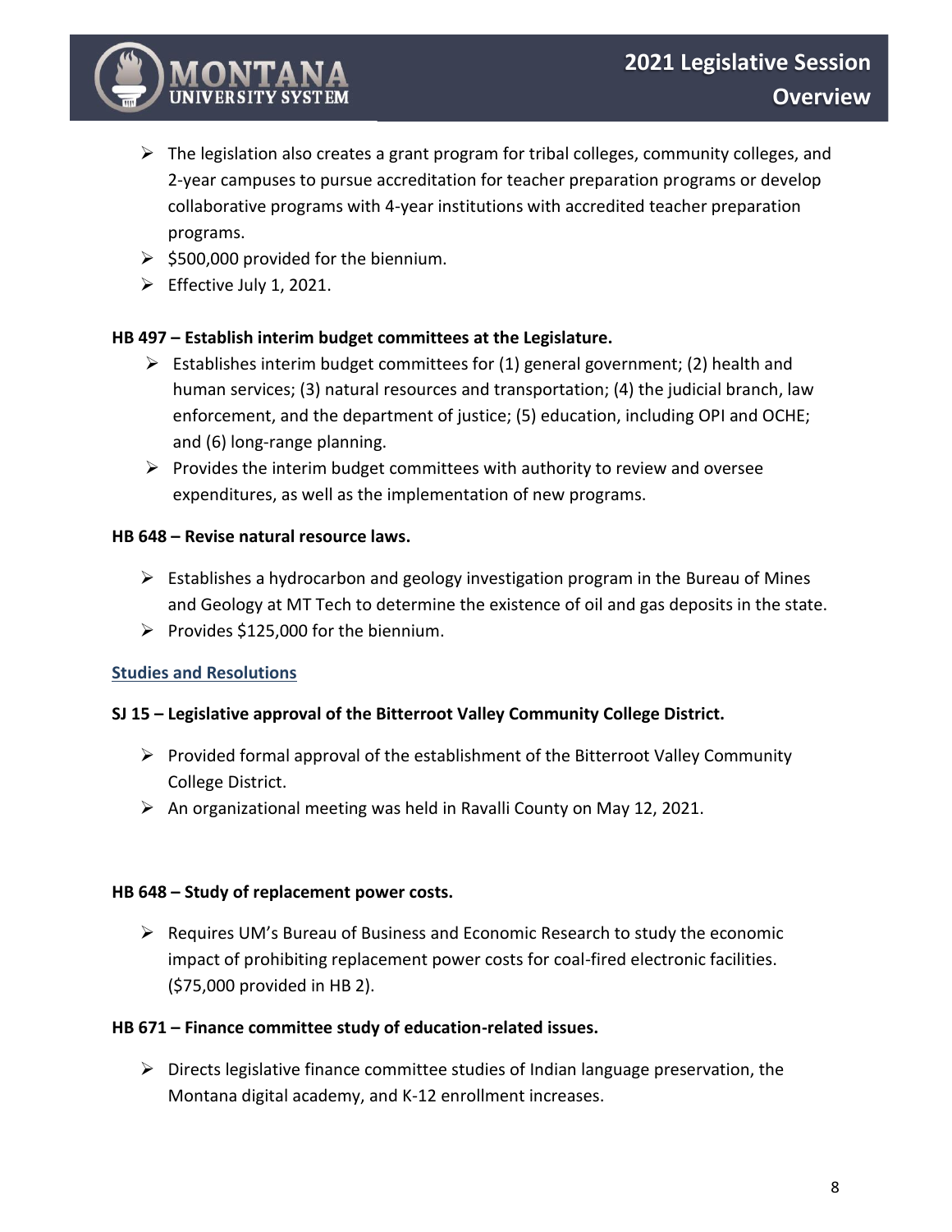- The legislation also creates a grant program for tribal colleges, community colleges, and 2-year campuses to pursue accreditation for teacher preparation programs or develop collaborative programs with 4-year institutions with accredited teacher preparation programs.
- $500,000 provided for the biennium.
- Effective July 1, 2021.

**HB 497 – Establish interim budget committees at the Legislature.**

- Establishes interim budget committees for (1) general government; (2) health and human services; (3) natural resources and transportation; (4) the judicial branch, law enforcement, and the department of justice; (5) education, including OPI and OCHE; and (6) long-range planning.
- Provides the interim budget committees with authority to review and oversee expenditures, as well as the implementation of new programs.

**HB 648 – Revise natural resource laws.**

- Establishes a hydrocarbon and geology investigation program in the Bureau of Mines and Geology at MT Tech to determine the existence of oil and gas deposits in the state.
- Provides $125,000 for the biennium.

## Studies and Resolutions

**SJ 15 – Legislative approval of the Bitterroot Valley Community College District.**

- Provided formal approval of the establishment of the Bitterroot Valley Community College District.
- An organizational meeting was held in Ravalli County on May 12, 2021.

**HB 648 – Study of replacement power costs.**

- Requires UM's Bureau of Business and Economic Research to study the economic impact of prohibiting replacement power costs for coal-fired electronic facilities. ($75,000 provided in HB 2).

**HB 671 – Finance committee study of education-related issues.**

- Directs legislative finance committee studies of Indian language preservation, the Montana digital academy, and K-12 enrollment increases.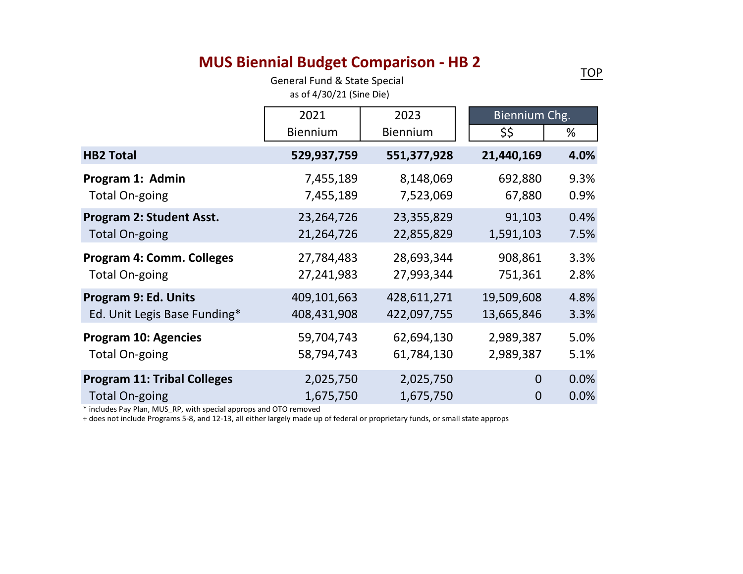# MUS Biennial Budget Comparison - HB 2

TOP

General Fund & State Special
as of 4/30/21 (Sine Die)

| | 2021 Biennium | 2023 Biennium | Biennium Chg. | |
|---|---|---|---|---|
| | | | $$ | % |
| **HB2 Total** | **529,937,759** | **551,377,928** | **21,440,169** | **4.0%** |
| **Program 1: Admin** | 7,455,189 | 8,148,069 | 692,880 | 9.3% |
| Total On-going | 7,455,189 | 7,523,069 | 67,880 | 0.9% |
| **Program 2: Student Asst.** | 23,264,726 | 23,355,829 | 91,103 | 0.4% |
| Total On-going | 21,264,726 | 22,855,829 | 1,591,103 | 7.5% |
| **Program 4: Comm. Colleges** | 27,784,483 | 28,693,344 | 908,861 | 3.3% |
| Total On-going | 27,241,983 | 27,993,344 | 751,361 | 2.8% |
| **Program 9: Ed. Units** | 409,101,663 | 428,611,271 | 19,509,608 | 4.8% |
| Ed. Unit Legis Base Funding* | 408,431,908 | 422,097,755 | 13,665,846 | 3.3% |
| **Program 10: Agencies** | 59,704,743 | 62,694,130 | 2,989,387 | 5.0% |
| Total On-going | 58,794,743 | 61,784,130 | 2,989,387 | 5.1% |
| **Program 11: Tribal Colleges** | 2,025,750 | 2,025,750 | 0 | 0.0% |
| Total On-going | 1,675,750 | 1,675,750 | 0 | 0.0% |

* includes Pay Plan, MUS_RP, with special approps and OTO removed

+ does not include Programs 5-8, and 12-13, all either largely made up of federal or proprietary funds, or small state approps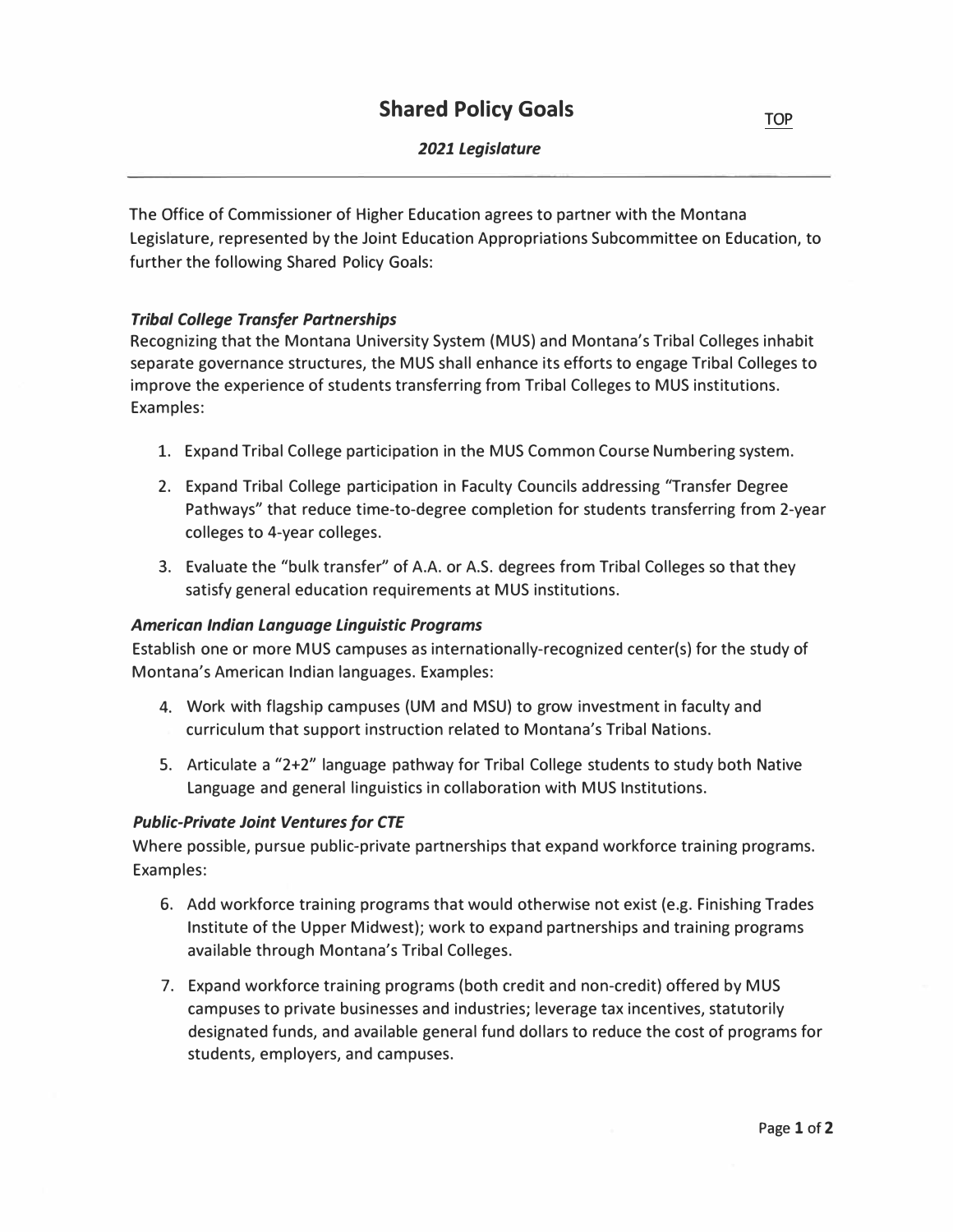# Shared Policy Goals

TOP

***2021 Legislature***

---

The Office of Commissioner of Higher Education agrees to partner with the Montana Legislature, represented by the Joint Education Appropriations Subcommittee on Education, to further the following Shared Policy Goals:

***Tribal College Transfer Partnerships***

Recognizing that the Montana University System (MUS) and Montana's Tribal Colleges inhabit separate governance structures, the MUS shall enhance its efforts to engage Tribal Colleges to improve the experience of students transferring from Tribal Colleges to MUS institutions. Examples:

1. Expand Tribal College participation in the MUS Common Course Numbering system.
2. Expand Tribal College participation in Faculty Councils addressing "Transfer Degree Pathways" that reduce time-to-degree completion for students transferring from 2-year colleges to 4-year colleges.
3. Evaluate the "bulk transfer" of A.A. or A.S. degrees from Tribal Colleges so that they satisfy general education requirements at MUS institutions.

***American Indian Language Linguistic Programs***

Establish one or more MUS campuses as internationally-recognized center(s) for the study of Montana's American Indian languages. Examples:

4. Work with flagship campuses (UM and MSU) to grow investment in faculty and curriculum that support instruction related to Montana's Tribal Nations.
5. Articulate a "2+2" language pathway for Tribal College students to study both Native Language and general linguistics in collaboration with MUS Institutions.

***Public-Private Joint Ventures for CTE***

Where possible, pursue public-private partnerships that expand workforce training programs. Examples:

6. Add workforce training programs that would otherwise not exist (e.g. Finishing Trades Institute of the Upper Midwest); work to expand partnerships and training programs available through Montana's Tribal Colleges.
7. Expand workforce training programs (both credit and non-credit) offered by MUS campuses to private businesses and industries; leverage tax incentives, statutorily designated funds, and available general fund dollars to reduce the cost of programs for students, employers, and campuses.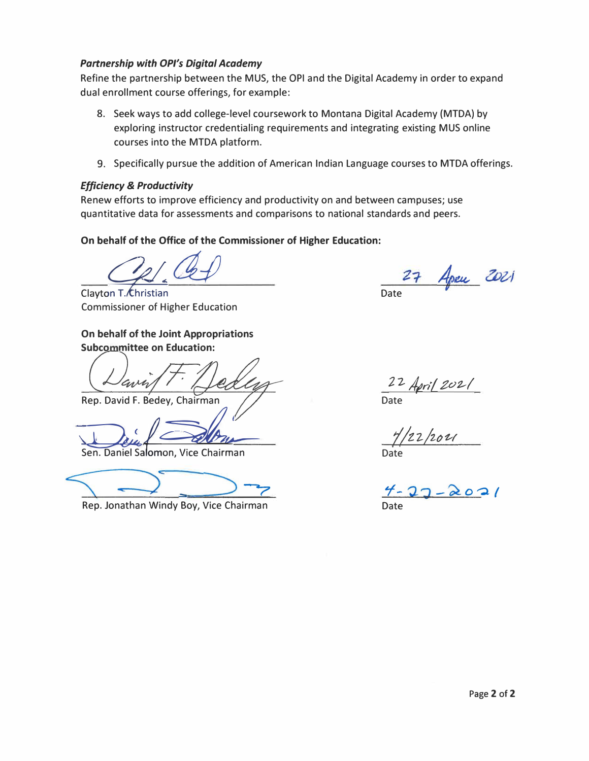***Partnership with OPI's Digital Academy***

Refine the partnership between the MUS, the OPI and the Digital Academy in order to expand dual enrollment course offerings, for example:

8. Seek ways to add college-level coursework to Montana Digital Academy (MTDA) by exploring instructor credentialing requirements and integrating existing MUS online courses into the MTDA platform.
9. Specifically pursue the addition of American Indian Language courses to MTDA offerings.

***Efficiency & Productivity***

Renew efforts to improve efficiency and productivity on and between campuses; use quantitative data for assessments and comparisons to national standards and peers.

**On behalf of the Office of the Commissioner of Higher Education:**

Clayton T. Christian
Commissioner of Higher Education

27 April 2021
Date

**On behalf of the Joint Appropriations Subcommittee on Education:**

Rep. David F. Bedey, Chairman

22 April 2021
Date

Sen. Daniel Salomon, Vice Chairman

4/22/2021
Date

Rep. Jonathan Windy Boy, Vice Chairman

4-22-2021
Date